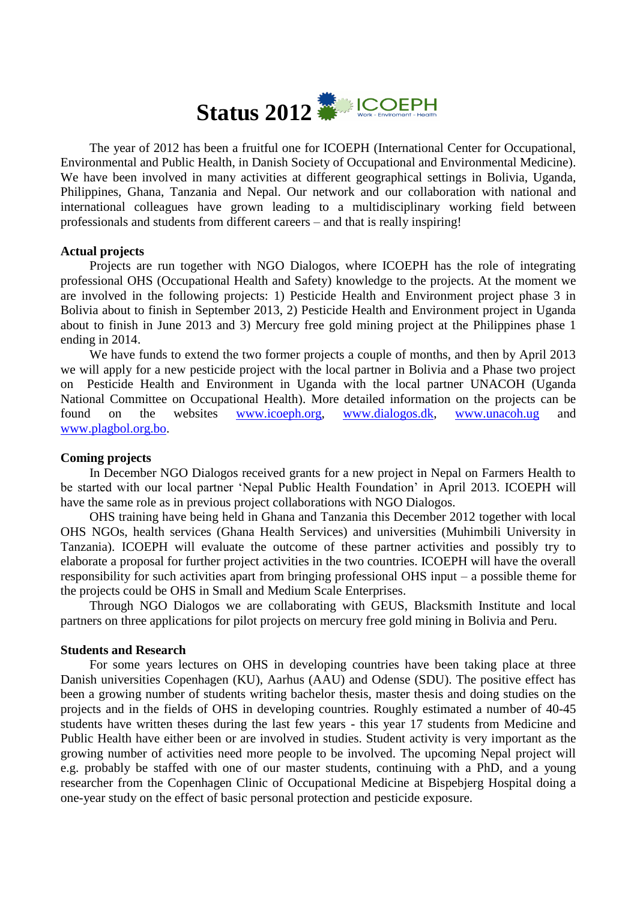# Status 2012

The year of 2012 has been a fruitful one for ICOEPH (International Center for Occupational, Environmental and Public Health, in Danish Society of Occupational and Environmental Medicine). We have been involved in many activities at different geographical settings in Bolivia, Uganda, Philippines, Ghana, Tanzania and Nepal. Our network and our collaboration with national and international colleagues have grown leading to a multidisciplinary working field between professionals and students from different careers – and that is really inspiring!

**Actual projects**

Projects are run together with NGO Dialogos, where ICOEPH has the role of integrating professional OHS (Occupational Health and Safety) knowledge to the projects. At the moment we are involved in the following projects: 1) Pesticide Health and Environment project phase 3 in Bolivia about to finish in September 2013, 2) Pesticide Health and Environment project in Uganda about to finish in June 2013 and 3) Mercury free gold mining project at the Philippines phase 1 ending in 2014.

We have funds to extend the two former projects a couple of months, and then by April 2013 we will apply for a new pesticide project with the local partner in Bolivia and a Phase two project on Pesticide Health and Environment in Uganda with the local partner UNACOH (Uganda National Committee on Occupational Health). More detailed information on the projects can be found on the websites www.icoeph.org, www.dialogos.dk, www.unacoh.ug and www.plagbol.org.bo.

**Coming projects**

In December NGO Dialogos received grants for a new project in Nepal on Farmers Health to be started with our local partner 'Nepal Public Health Foundation' in April 2013. ICOEPH will have the same role as in previous project collaborations with NGO Dialogos.

OHS training have being held in Ghana and Tanzania this December 2012 together with local OHS NGOs, health services (Ghana Health Services) and universities (Muhimbili University in Tanzania). ICOEPH will evaluate the outcome of these partner activities and possibly try to elaborate a proposal for further project activities in the two countries. ICOEPH will have the overall responsibility for such activities apart from bringing professional OHS input – a possible theme for the projects could be OHS in Small and Medium Scale Enterprises.

Through NGO Dialogos we are collaborating with GEUS, Blacksmith Institute and local partners on three applications for pilot projects on mercury free gold mining in Bolivia and Peru.

**Students and Research**

For some years lectures on OHS in developing countries have been taking place at three Danish universities Copenhagen (KU), Aarhus (AAU) and Odense (SDU). The positive effect has been a growing number of students writing bachelor thesis, master thesis and doing studies on the projects and in the fields of OHS in developing countries. Roughly estimated a number of 40-45 students have written theses during the last few years - this year 17 students from Medicine and Public Health have either been or are involved in studies. Student activity is very important as the growing number of activities need more people to be involved. The upcoming Nepal project will e.g. probably be staffed with one of our master students, continuing with a PhD, and a young researcher from the Copenhagen Clinic of Occupational Medicine at Bispebjerg Hospital doing a one-year study on the effect of basic personal protection and pesticide exposure.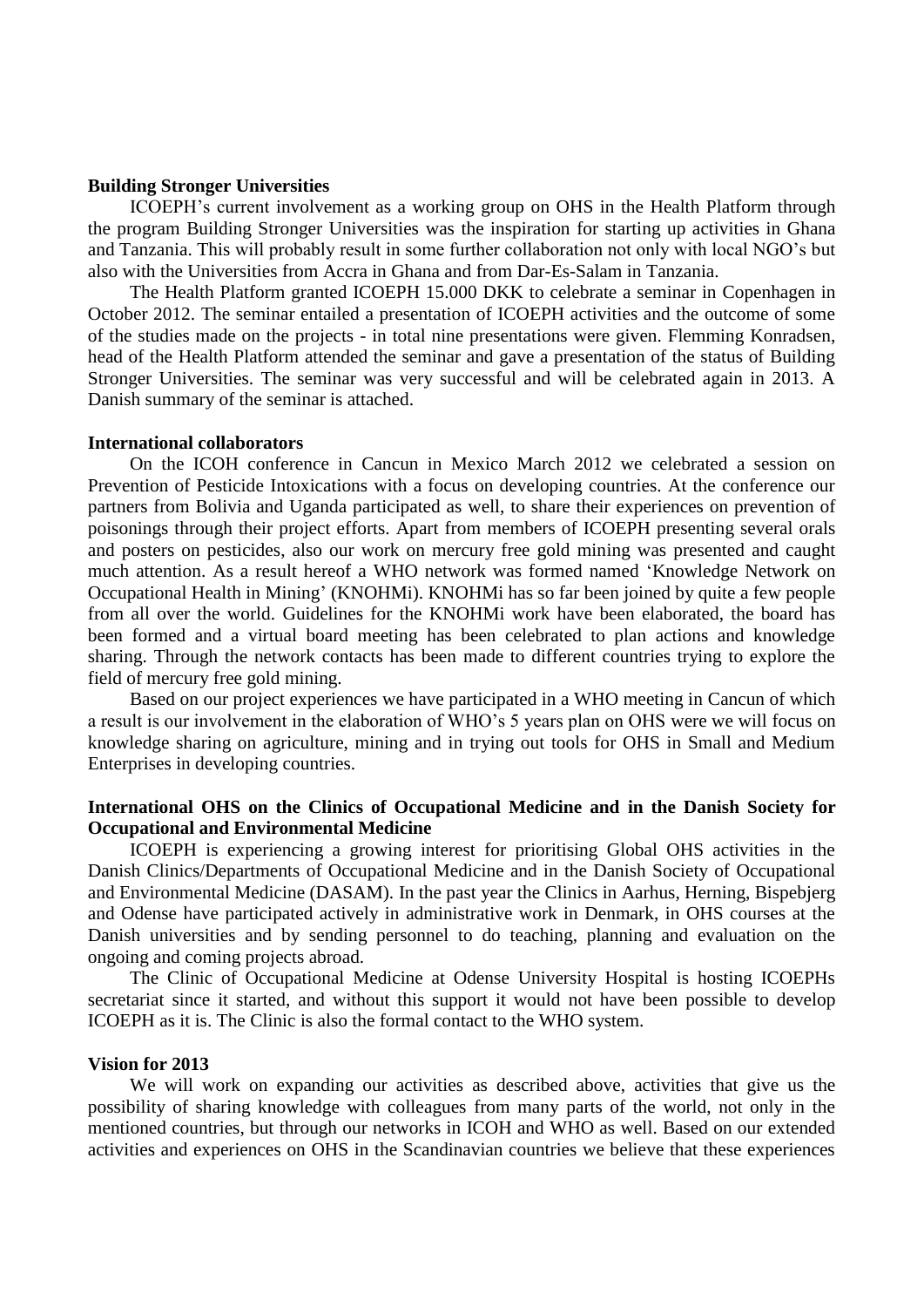**Building Stronger Universities**

ICOEPH's current involvement as a working group on OHS in the Health Platform through the program Building Stronger Universities was the inspiration for starting up activities in Ghana and Tanzania. This will probably result in some further collaboration not only with local NGO's but also with the Universities from Accra in Ghana and from Dar-Es-Salam in Tanzania.

The Health Platform granted ICOEPH 15.000 DKK to celebrate a seminar in Copenhagen in October 2012. The seminar entailed a presentation of ICOEPH activities and the outcome of some of the studies made on the projects - in total nine presentations were given. Flemming Konradsen, head of the Health Platform attended the seminar and gave a presentation of the status of Building Stronger Universities. The seminar was very successful and will be celebrated again in 2013. A Danish summary of the seminar is attached.

**International collaborators**

On the ICOH conference in Cancun in Mexico March 2012 we celebrated a session on Prevention of Pesticide Intoxications with a focus on developing countries. At the conference our partners from Bolivia and Uganda participated as well, to share their experiences on prevention of poisonings through their project efforts. Apart from members of ICOEPH presenting several orals and posters on pesticides, also our work on mercury free gold mining was presented and caught much attention. As a result hereof a WHO network was formed named 'Knowledge Network on Occupational Health in Mining' (KNOHMi). KNOHMi has so far been joined by quite a few people from all over the world. Guidelines for the KNOHMi work have been elaborated, the board has been formed and a virtual board meeting has been celebrated to plan actions and knowledge sharing. Through the network contacts has been made to different countries trying to explore the field of mercury free gold mining.

Based on our project experiences we have participated in a WHO meeting in Cancun of which a result is our involvement in the elaboration of WHO's 5 years plan on OHS were we will focus on knowledge sharing on agriculture, mining and in trying out tools for OHS in Small and Medium Enterprises in developing countries.

**International OHS on the Clinics of Occupational Medicine and in the Danish Society for Occupational and Environmental Medicine**

ICOEPH is experiencing a growing interest for prioritising Global OHS activities in the Danish Clinics/Departments of Occupational Medicine and in the Danish Society of Occupational and Environmental Medicine (DASAM). In the past year the Clinics in Aarhus, Herning, Bispebjerg and Odense have participated actively in administrative work in Denmark, in OHS courses at the Danish universities and by sending personnel to do teaching, planning and evaluation on the ongoing and coming projects abroad.

The Clinic of Occupational Medicine at Odense University Hospital is hosting ICOEPHs secretariat since it started, and without this support it would not have been possible to develop ICOEPH as it is. The Clinic is also the formal contact to the WHO system.

**Vision for 2013**

We will work on expanding our activities as described above, activities that give us the possibility of sharing knowledge with colleagues from many parts of the world, not only in the mentioned countries, but through our networks in ICOH and WHO as well. Based on our extended activities and experiences on OHS in the Scandinavian countries we believe that these experiences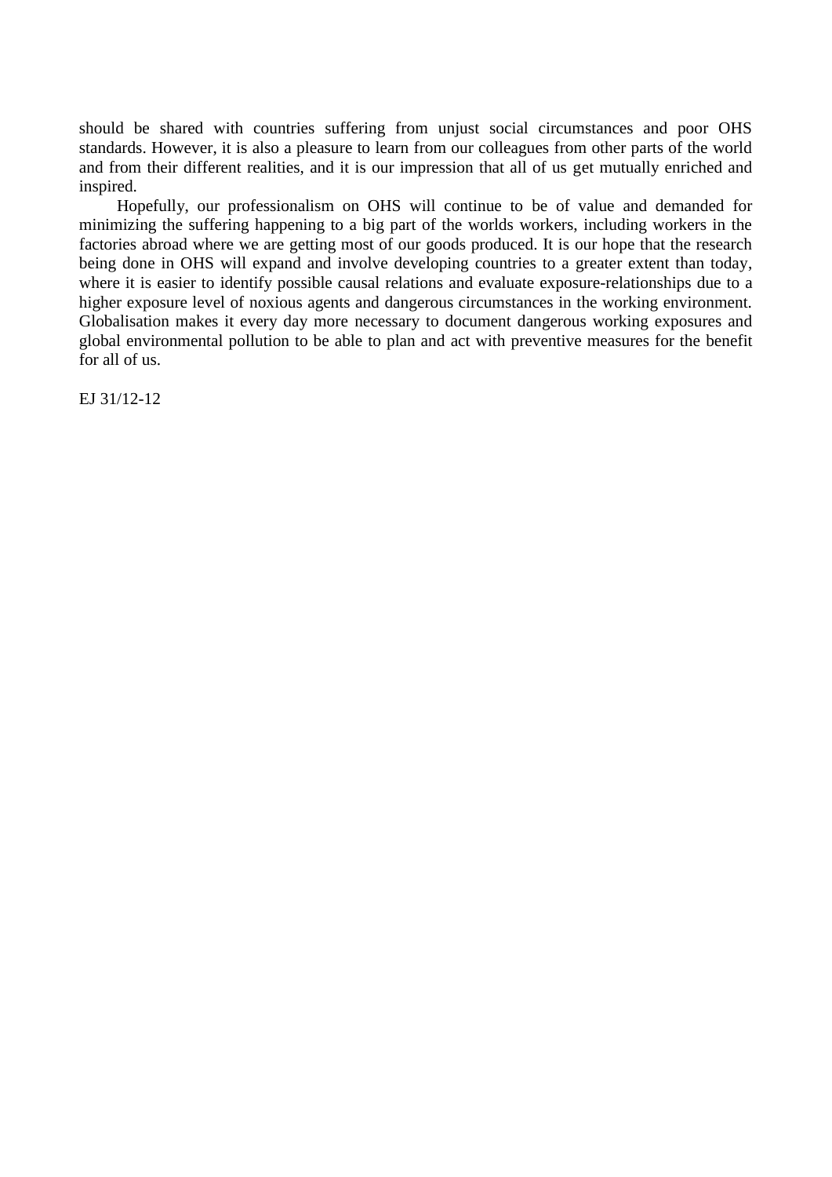should be shared with countries suffering from unjust social circumstances and poor OHS standards. However, it is also a pleasure to learn from our colleagues from other parts of the world and from their different realities, and it is our impression that all of us get mutually enriched and inspired.

Hopefully, our professionalism on OHS will continue to be of value and demanded for minimizing the suffering happening to a big part of the worlds workers, including workers in the factories abroad where we are getting most of our goods produced. It is our hope that the research being done in OHS will expand and involve developing countries to a greater extent than today, where it is easier to identify possible causal relations and evaluate exposure-relationships due to a higher exposure level of noxious agents and dangerous circumstances in the working environment. Globalisation makes it every day more necessary to document dangerous working exposures and global environmental pollution to be able to plan and act with preventive measures for the benefit for all of us.

EJ 31/12-12